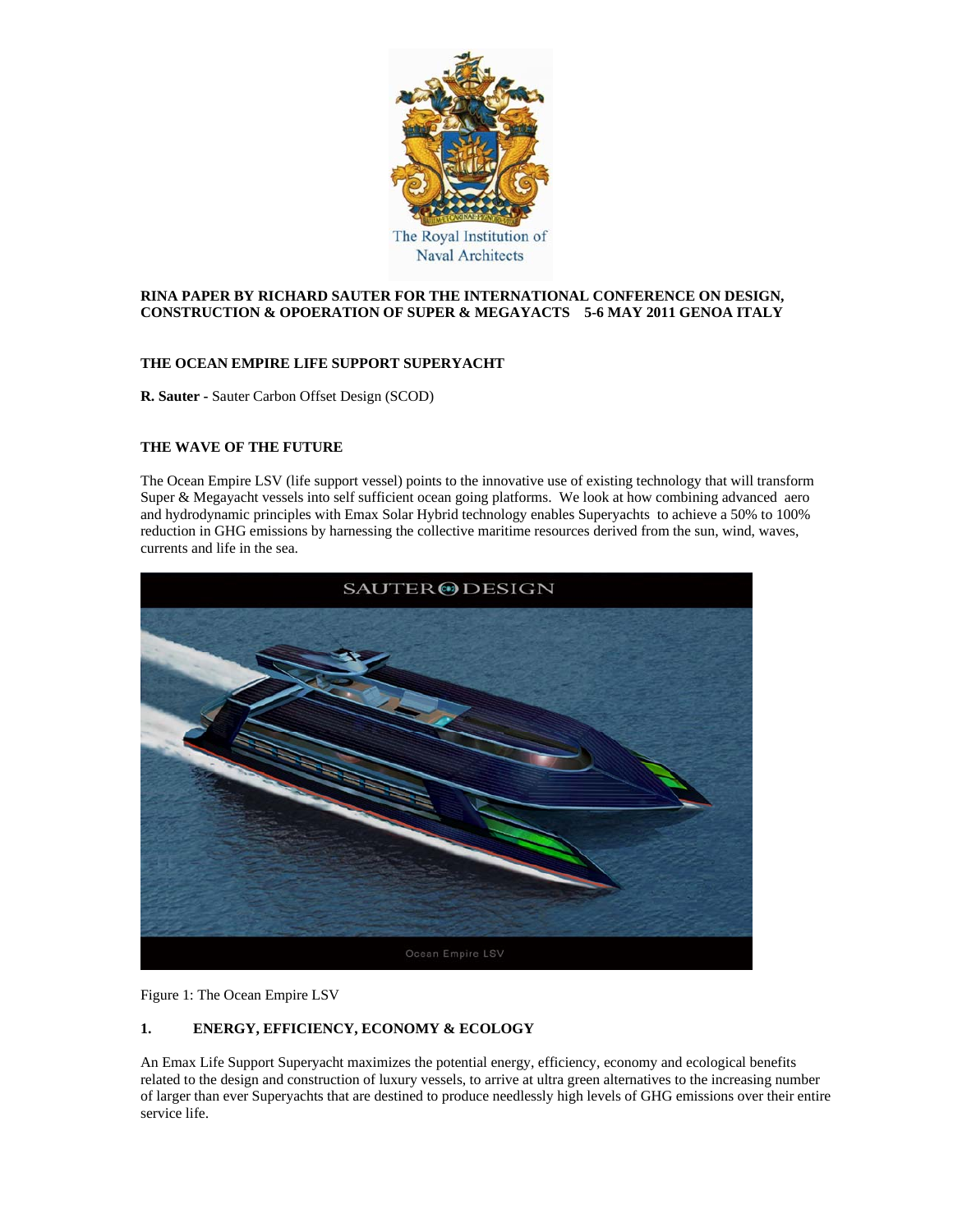**RINA PAPER BY RICHARD SAUTER FOR THE INTERNATIONAL CONFERENCE ON DESIGN, CONSTRUCTION & OPOERATION OF SUPER & MEGAYACTS 5-6 MAY 2011 GENOA ITALY**

# THE OCEAN EMPIRE LIFE SUPPORT SUPERYACHT

**R. Sauter** - Sauter Carbon Offset Design (SCOD)

## THE WAVE OF THE FUTURE

The Ocean Empire LSV (life support vessel) points to the innovative use of existing technology that will transform Super & Megayacht vessels into self sufficient ocean going platforms. We look at how combining advanced aero and hydrodynamic principles with Emax Solar Hybrid technology enables Superyachts to achieve a 50% to 100% reduction in GHG emissions by harnessing the collective maritime resources derived from the sun, wind, waves, currents and life in the sea.

Figure 1: The Ocean Empire LSV

## 1. ENERGY, EFFICIENCY, ECONOMY & ECOLOGY

An Emax Life Support Superyacht maximizes the potential energy, efficiency, economy and ecological benefits related to the design and construction of luxury vessels, to arrive at ultra green alternatives to the increasing number of larger than ever Superyachts that are destined to produce needlessly high levels of GHG emissions over their entire service life.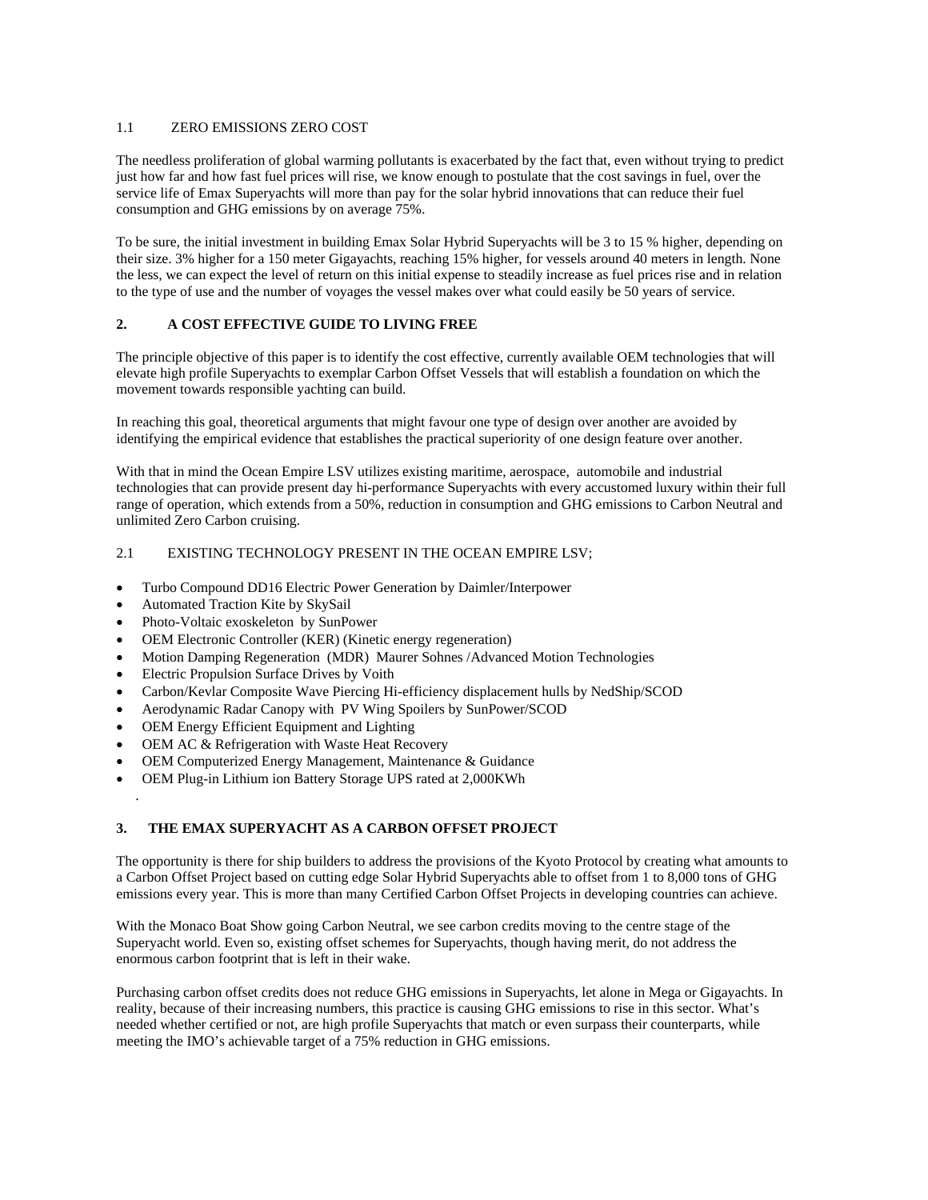### 1.1 ZERO EMISSIONS ZERO COST

The needless proliferation of global warming pollutants is exacerbated by the fact that, even without trying to predict just how far and how fast fuel prices will rise, we know enough to postulate that the cost savings in fuel, over the service life of Emax Superyachts will more than pay for the solar hybrid innovations that can reduce their fuel consumption and GHG emissions by on average 75%.

To be sure, the initial investment in building Emax Solar Hybrid Superyachts will be 3 to 15 % higher, depending on their size. 3% higher for a 150 meter Gigayachts, reaching 15% higher, for vessels around 40 meters in length. None the less, we can expect the level of return on this initial expense to steadily increase as fuel prices rise and in relation to the type of use and the number of voyages the vessel makes over what could easily be 50 years of service.

## 2. A COST EFFECTIVE GUIDE TO LIVING FREE

The principle objective of this paper is to identify the cost effective, currently available OEM technologies that will elevate high profile Superyachts to exemplar Carbon Offset Vessels that will establish a foundation on which the movement towards responsible yachting can build.

In reaching this goal, theoretical arguments that might favour one type of design over another are avoided by identifying the empirical evidence that establishes the practical superiority of one design feature over another.

With that in mind the Ocean Empire LSV utilizes existing maritime, aerospace, automobile and industrial technologies that can provide present day hi-performance Superyachts with every accustomed luxury within their full range of operation, which extends from a 50%, reduction in consumption and GHG emissions to Carbon Neutral and unlimited Zero Carbon cruising.

### 2.1 EXISTING TECHNOLOGY PRESENT IN THE OCEAN EMPIRE LSV;

- Turbo Compound DD16 Electric Power Generation by Daimler/Interpower
- Automated Traction Kite by SkySail
- Photo-Voltaic exoskeleton by SunPower
- OEM Electronic Controller (KER) (Kinetic energy regeneration)
- Motion Damping Regeneration (MDR) Maurer Sohnes /Advanced Motion Technologies
- Electric Propulsion Surface Drives by Voith
- Carbon/Kevlar Composite Wave Piercing Hi-efficiency displacement hulls by NedShip/SCOD
- Aerodynamic Radar Canopy with PV Wing Spoilers by SunPower/SCOD
- OEM Energy Efficient Equipment and Lighting
- OEM AC & Refrigeration with Waste Heat Recovery
- OEM Computerized Energy Management, Maintenance & Guidance
- OEM Plug-in Lithium ion Battery Storage UPS rated at 2,000KWh

## 3. THE EMAX SUPERYACHT AS A CARBON OFFSET PROJECT

The opportunity is there for ship builders to address the provisions of the Kyoto Protocol by creating what amounts to a Carbon Offset Project based on cutting edge Solar Hybrid Superyachts able to offset from 1 to 8,000 tons of GHG emissions every year. This is more than many Certified Carbon Offset Projects in developing countries can achieve.

With the Monaco Boat Show going Carbon Neutral, we see carbon credits moving to the centre stage of the Superyacht world. Even so, existing offset schemes for Superyachts, though having merit, do not address the enormous carbon footprint that is left in their wake.

Purchasing carbon offset credits does not reduce GHG emissions in Superyachts, let alone in Mega or Gigayachts. In reality, because of their increasing numbers, this practice is causing GHG emissions to rise in this sector. What's needed whether certified or not, are high profile Superyachts that match or even surpass their counterparts, while meeting the IMO's achievable target of a 75% reduction in GHG emissions.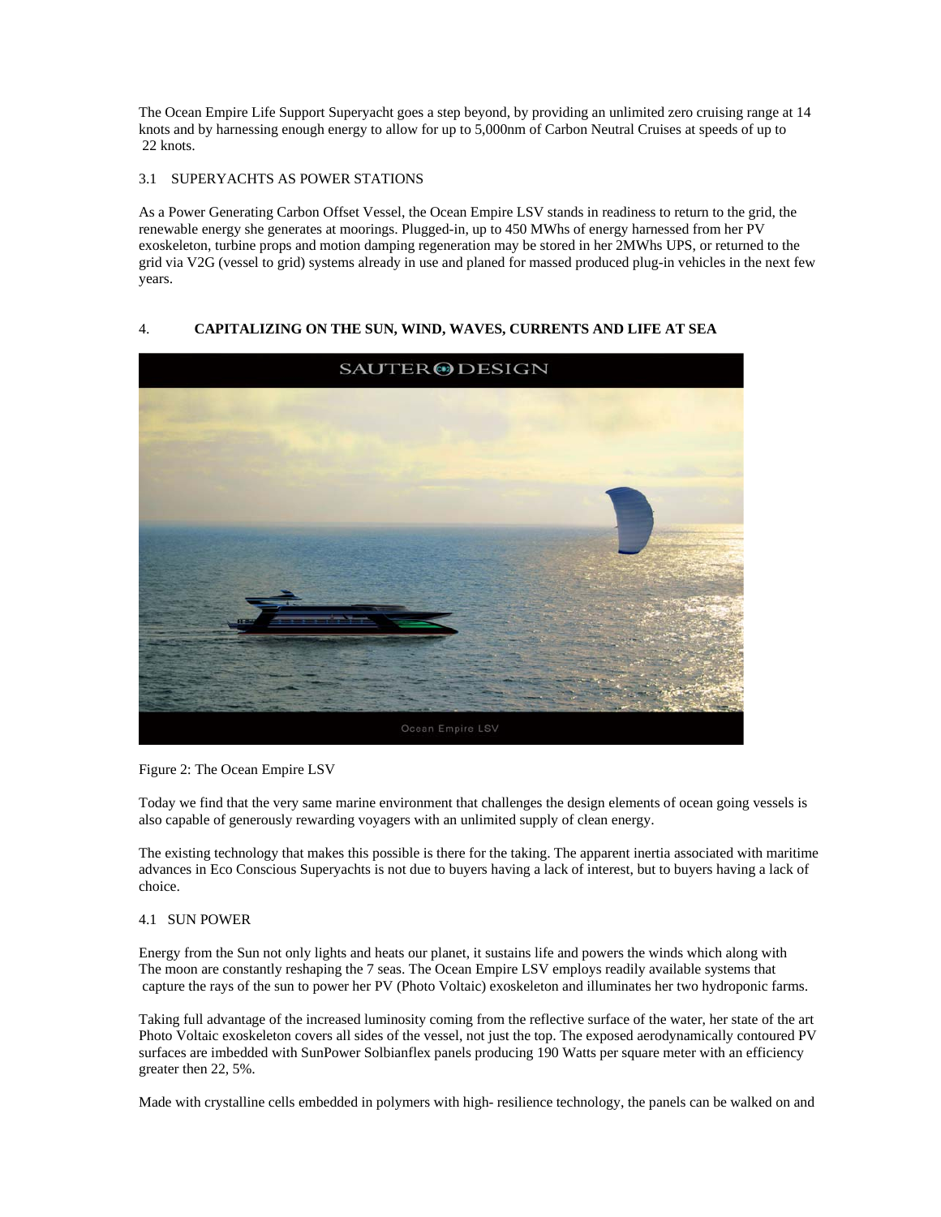The Ocean Empire Life Support Superyacht goes a step beyond, by providing an unlimited zero cruising range at 14 knots and by harnessing enough energy to allow for up to 5,000nm of Carbon Neutral Cruises at speeds of up to 22 knots.

### 3.1 SUPERYACHTS AS POWER STATIONS

As a Power Generating Carbon Offset Vessel, the Ocean Empire LSV stands in readiness to return to the grid, the renewable energy she generates at moorings. Plugged-in, up to 450 MWhs of energy harnessed from her PV exoskeleton, turbine props and motion damping regeneration may be stored in her 2MWhs UPS, or returned to the grid via V2G (vessel to grid) systems already in use and planed for massed produced plug-in vehicles in the next few years.

## 4. CAPITALIZING ON THE SUN, WIND, WAVES, CURRENTS AND LIFE AT SEA

Figure 2: The Ocean Empire LSV

Today we find that the very same marine environment that challenges the design elements of ocean going vessels is also capable of generously rewarding voyagers with an unlimited supply of clean energy.

The existing technology that makes this possible is there for the taking. The apparent inertia associated with maritime advances in Eco Conscious Superyachts is not due to buyers having a lack of interest, but to buyers having a lack of choice.

### 4.1 SUN POWER

Energy from the Sun not only lights and heats our planet, it sustains life and powers the winds which along with The moon are constantly reshaping the 7 seas. The Ocean Empire LSV employs readily available systems that capture the rays of the sun to power her PV (Photo Voltaic) exoskeleton and illuminates her two hydroponic farms.

Taking full advantage of the increased luminosity coming from the reflective surface of the water, her state of the art Photo Voltaic exoskeleton covers all sides of the vessel, not just the top. The exposed aerodynamically contoured PV surfaces are imbedded with SunPower Solbianflex panels producing 190 Watts per square meter with an efficiency greater then 22, 5%.

Made with crystalline cells embedded in polymers with high- resilience technology, the panels can be walked on and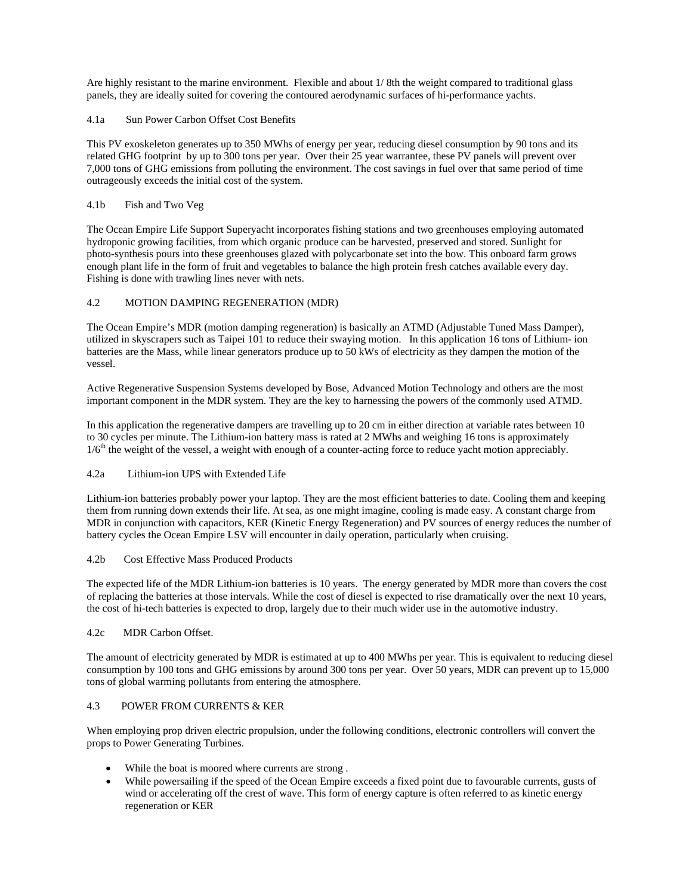Are highly resistant to the marine environment. Flexible and about 1/ 8th the weight compared to traditional glass panels, they are ideally suited for covering the contoured aerodynamic surfaces of hi-performance yachts.

### 4.1a Sun Power Carbon Offset Cost Benefits

This PV exoskeleton generates up to 350 MWhs of energy per year, reducing diesel consumption by 90 tons and its related GHG footprint by up to 300 tons per year. Over their 25 year warrantee, these PV panels will prevent over 7,000 tons of GHG emissions from polluting the environment. The cost savings in fuel over that same period of time outrageously exceeds the initial cost of the system.

### 4.1b Fish and Two Veg

The Ocean Empire Life Support Superyacht incorporates fishing stations and two greenhouses employing automated hydroponic growing facilities, from which organic produce can be harvested, preserved and stored. Sunlight for photo-synthesis pours into these greenhouses glazed with polycarbonate set into the bow. This onboard farm grows enough plant life in the form of fruit and vegetables to balance the high protein fresh catches available every day. Fishing is done with trawling lines never with nets.

## 4.2 MOTION DAMPING REGENERATION (MDR)

The Ocean Empire's MDR (motion damping regeneration) is basically an ATMD (Adjustable Tuned Mass Damper), utilized in skyscrapers such as Taipei 101 to reduce their swaying motion. In this application 16 tons of Lithium- ion batteries are the Mass, while linear generators produce up to 50 kWs of electricity as they dampen the motion of the vessel.

Active Regenerative Suspension Systems developed by Bose, Advanced Motion Technology and others are the most important component in the MDR system. They are the key to harnessing the powers of the commonly used ATMD.

In this application the regenerative dampers are travelling up to 20 cm in either direction at variable rates between 10 to 30 cycles per minute. The Lithium-ion battery mass is rated at 2 MWhs and weighing 16 tons is approximately 1/6th the weight of the vessel, a weight with enough of a counter-acting force to reduce yacht motion appreciably.

### 4.2a Lithium-ion UPS with Extended Life

Lithium-ion batteries probably power your laptop. They are the most efficient batteries to date. Cooling them and keeping them from running down extends their life. At sea, as one might imagine, cooling is made easy. A constant charge from MDR in conjunction with capacitors, KER (Kinetic Energy Regeneration) and PV sources of energy reduces the number of battery cycles the Ocean Empire LSV will encounter in daily operation, particularly when cruising.

### 4.2b Cost Effective Mass Produced Products

The expected life of the MDR Lithium-ion batteries is 10 years. The energy generated by MDR more than covers the cost of replacing the batteries at those intervals. While the cost of diesel is expected to rise dramatically over the next 10 years, the cost of hi-tech batteries is expected to drop, largely due to their much wider use in the automotive industry.

### 4.2c MDR Carbon Offset.

The amount of electricity generated by MDR is estimated at up to 400 MWhs per year. This is equivalent to reducing diesel consumption by 100 tons and GHG emissions by around 300 tons per year. Over 50 years, MDR can prevent up to 15,000 tons of global warming pollutants from entering the atmosphere.

## 4.3 POWER FROM CURRENTS & KER

When employing prop driven electric propulsion, under the following conditions, electronic controllers will convert the props to Power Generating Turbines.

- While the boat is moored where currents are strong .
- While powersailing if the speed of the Ocean Empire exceeds a fixed point due to favourable currents, gusts of wind or accelerating off the crest of wave. This form of energy capture is often referred to as kinetic energy regeneration or KER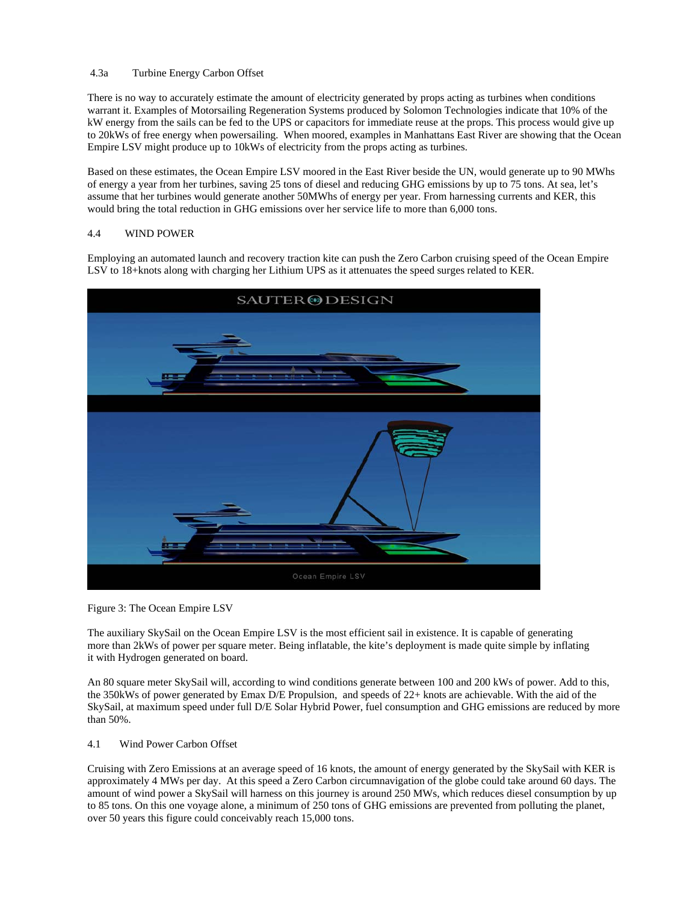### 4.3a Turbine Energy Carbon Offset

There is no way to accurately estimate the amount of electricity generated by props acting as turbines when conditions warrant it. Examples of Motorsailing Regeneration Systems produced by Solomon Technologies indicate that 10% of the kW energy from the sails can be fed to the UPS or capacitors for immediate reuse at the props. This process would give up to 20kWs of free energy when powersailing. When moored, examples in Manhattans East River are showing that the Ocean Empire LSV might produce up to 10kWs of electricity from the props acting as turbines.

Based on these estimates, the Ocean Empire LSV moored in the East River beside the UN, would generate up to 90 MWhs of energy a year from her turbines, saving 25 tons of diesel and reducing GHG emissions by up to 75 tons. At sea, let's assume that her turbines would generate another 50MWhs of energy per year. From harnessing currents and KER, this would bring the total reduction in GHG emissions over her service life to more than 6,000 tons.

## 4.4 WIND POWER

Employing an automated launch and recovery traction kite can push the Zero Carbon cruising speed of the Ocean Empire LSV to 18+knots along with charging her Lithium UPS as it attenuates the speed surges related to KER.

Figure 3: The Ocean Empire LSV

The auxiliary SkySail on the Ocean Empire LSV is the most efficient sail in existence. It is capable of generating more than 2kWs of power per square meter. Being inflatable, the kite's deployment is made quite simple by inflating it with Hydrogen generated on board.

An 80 square meter SkySail will, according to wind conditions generate between 100 and 200 kWs of power. Add to this, the 350kWs of power generated by Emax D/E Propulsion, and speeds of 22+ knots are achievable. With the aid of the SkySail, at maximum speed under full D/E Solar Hybrid Power, fuel consumption and GHG emissions are reduced by more than 50%.

### 4.1 Wind Power Carbon Offset

Cruising with Zero Emissions at an average speed of 16 knots, the amount of energy generated by the SkySail with KER is approximately 4 MWs per day. At this speed a Zero Carbon circumnavigation of the globe could take around 60 days. The amount of wind power a SkySail will harness on this journey is around 250 MWs, which reduces diesel consumption by up to 85 tons. On this one voyage alone, a minimum of 250 tons of GHG emissions are prevented from polluting the planet, over 50 years this figure could conceivably reach 15,000 tons.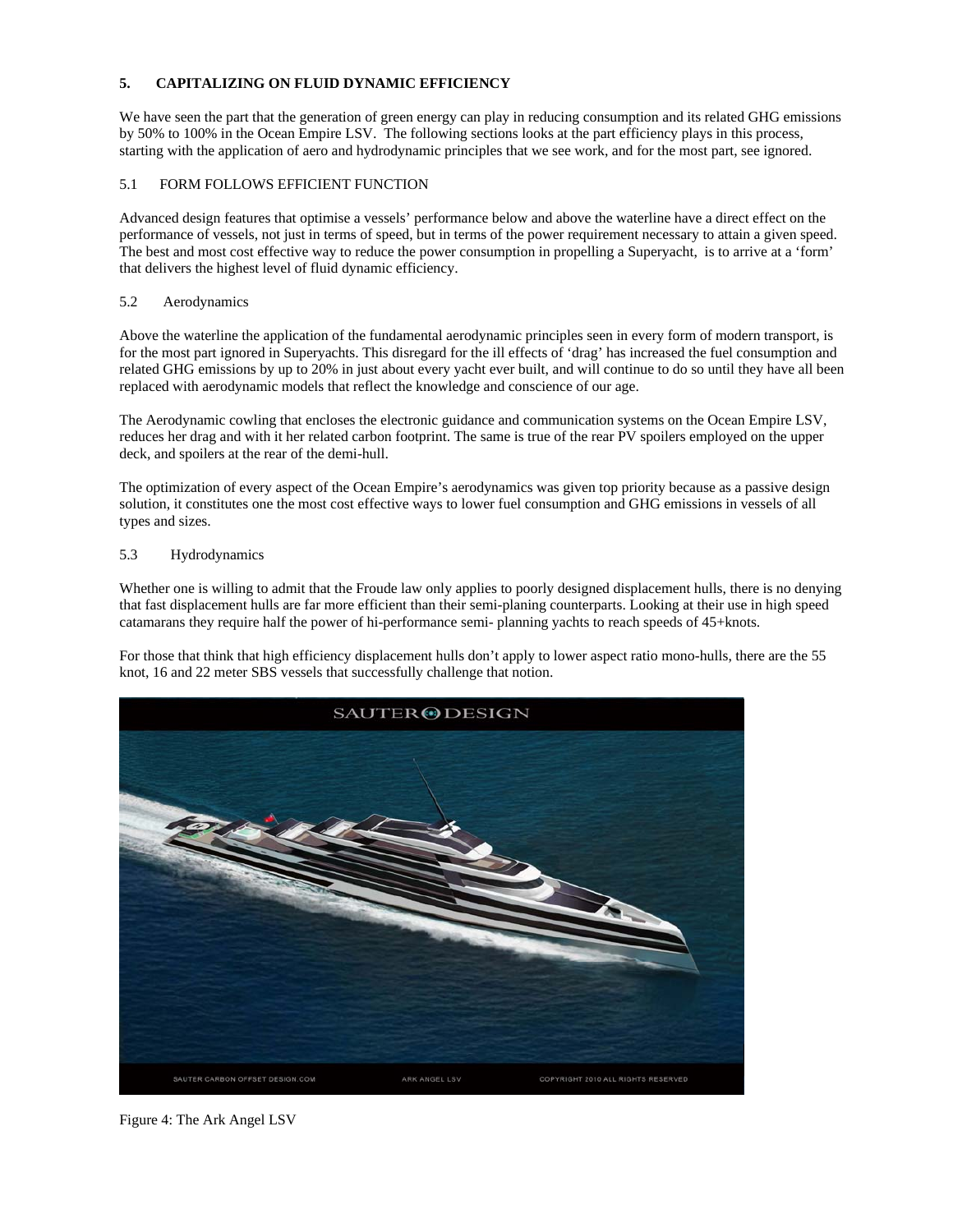## 5. CAPITALIZING ON FLUID DYNAMIC EFFICIENCY

We have seen the part that the generation of green energy can play in reducing consumption and its related GHG emissions by 50% to 100% in the Ocean Empire LSV. The following sections looks at the part efficiency plays in this process, starting with the application of aero and hydrodynamic principles that we see work, and for the most part, see ignored.

### 5.1 FORM FOLLOWS EFFICIENT FUNCTION

Advanced design features that optimise a vessels' performance below and above the waterline have a direct effect on the performance of vessels, not just in terms of speed, but in terms of the power requirement necessary to attain a given speed. The best and most cost effective way to reduce the power consumption in propelling a Superyacht, is to arrive at a 'form' that delivers the highest level of fluid dynamic efficiency.

### 5.2 Aerodynamics

Above the waterline the application of the fundamental aerodynamic principles seen in every form of modern transport, is for the most part ignored in Superyachts. This disregard for the ill effects of 'drag' has increased the fuel consumption and related GHG emissions by up to 20% in just about every yacht ever built, and will continue to do so until they have all been replaced with aerodynamic models that reflect the knowledge and conscience of our age.

The Aerodynamic cowling that encloses the electronic guidance and communication systems on the Ocean Empire LSV, reduces her drag and with it her related carbon footprint. The same is true of the rear PV spoilers employed on the upper deck, and spoilers at the rear of the demi-hull.

The optimization of every aspect of the Ocean Empire's aerodynamics was given top priority because as a passive design solution, it constitutes one the most cost effective ways to lower fuel consumption and GHG emissions in vessels of all types and sizes.

### 5.3 Hydrodynamics

Whether one is willing to admit that the Froude law only applies to poorly designed displacement hulls, there is no denying that fast displacement hulls are far more efficient than their semi-planing counterparts. Looking at their use in high speed catamarans they require half the power of hi-performance semi- planning yachts to reach speeds of 45+knots.

For those that think that high efficiency displacement hulls don't apply to lower aspect ratio mono-hulls, there are the 55 knot, 16 and 22 meter SBS vessels that successfully challenge that notion.

Figure 4: The Ark Angel LSV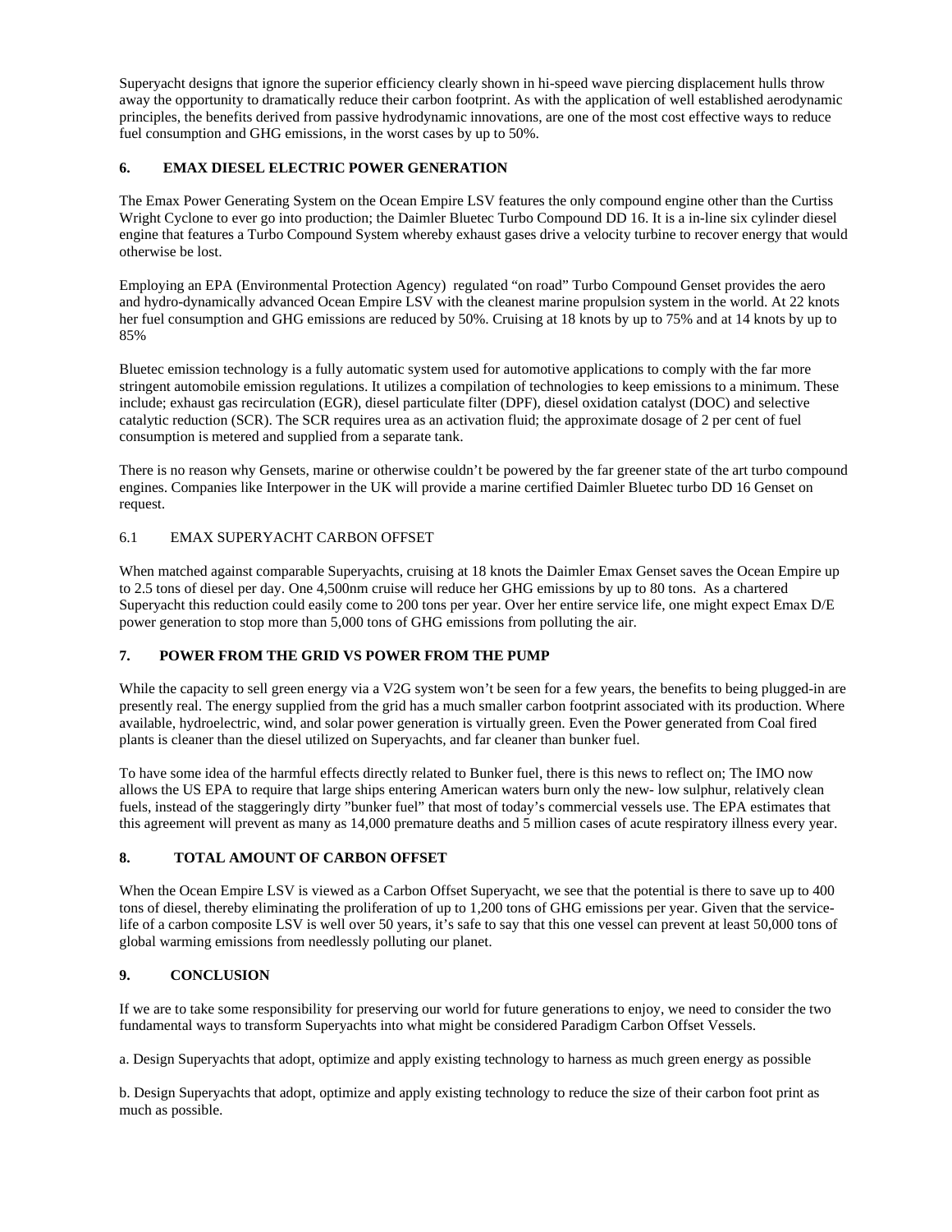Superyacht designs that ignore the superior efficiency clearly shown in hi-speed wave piercing displacement hulls throw away the opportunity to dramatically reduce their carbon footprint. As with the application of well established aerodynamic principles, the benefits derived from passive hydrodynamic innovations, are one of the most cost effective ways to reduce fuel consumption and GHG emissions, in the worst cases by up to 50%.

## 6. EMAX DIESEL ELECTRIC POWER GENERATION

The Emax Power Generating System on the Ocean Empire LSV features the only compound engine other than the Curtiss Wright Cyclone to ever go into production; the Daimler Bluetec Turbo Compound DD 16. It is a in-line six cylinder diesel engine that features a Turbo Compound System whereby exhaust gases drive a velocity turbine to recover energy that would otherwise be lost.

Employing an EPA (Environmental Protection Agency) regulated "on road" Turbo Compound Genset provides the aero and hydro-dynamically advanced Ocean Empire LSV with the cleanest marine propulsion system in the world. At 22 knots her fuel consumption and GHG emissions are reduced by 50%. Cruising at 18 knots by up to 75% and at 14 knots by up to 85%

Bluetec emission technology is a fully automatic system used for automotive applications to comply with the far more stringent automobile emission regulations. It utilizes a compilation of technologies to keep emissions to a minimum. These include; exhaust gas recirculation (EGR), diesel particulate filter (DPF), diesel oxidation catalyst (DOC) and selective catalytic reduction (SCR). The SCR requires urea as an activation fluid; the approximate dosage of 2 per cent of fuel consumption is metered and supplied from a separate tank.

There is no reason why Gensets, marine or otherwise couldn't be powered by the far greener state of the art turbo compound engines. Companies like Interpower in the UK will provide a marine certified Daimler Bluetec turbo DD 16 Genset on request.

### 6.1 EMAX SUPERYACHT CARBON OFFSET

When matched against comparable Superyachts, cruising at 18 knots the Daimler Emax Genset saves the Ocean Empire up to 2.5 tons of diesel per day. One 4,500nm cruise will reduce her GHG emissions by up to 80 tons. As a chartered Superyacht this reduction could easily come to 200 tons per year. Over her entire service life, one might expect Emax D/E power generation to stop more than 5,000 tons of GHG emissions from polluting the air.

## 7. POWER FROM THE GRID VS POWER FROM THE PUMP

While the capacity to sell green energy via a V2G system won't be seen for a few years, the benefits to being plugged-in are presently real. The energy supplied from the grid has a much smaller carbon footprint associated with its production. Where available, hydroelectric, wind, and solar power generation is virtually green. Even the Power generated from Coal fired plants is cleaner than the diesel utilized on Superyachts, and far cleaner than bunker fuel.

To have some idea of the harmful effects directly related to Bunker fuel, there is this news to reflect on; The IMO now allows the US EPA to require that large ships entering American waters burn only the new- low sulphur, relatively clean fuels, instead of the staggeringly dirty "bunker fuel" that most of today's commercial vessels use. The EPA estimates that this agreement will prevent as many as 14,000 premature deaths and 5 million cases of acute respiratory illness every year.

## 8. TOTAL AMOUNT OF CARBON OFFSET

When the Ocean Empire LSV is viewed as a Carbon Offset Superyacht, we see that the potential is there to save up to 400 tons of diesel, thereby eliminating the proliferation of up to 1,200 tons of GHG emissions per year. Given that the service-life of a carbon composite LSV is well over 50 years, it's safe to say that this one vessel can prevent at least 50,000 tons of global warming emissions from needlessly polluting our planet.

## 9. CONCLUSION

If we are to take some responsibility for preserving our world for future generations to enjoy, we need to consider the two fundamental ways to transform Superyachts into what might be considered Paradigm Carbon Offset Vessels.

a. Design Superyachts that adopt, optimize and apply existing technology to harness as much green energy as possible

b. Design Superyachts that adopt, optimize and apply existing technology to reduce the size of their carbon foot print as much as possible.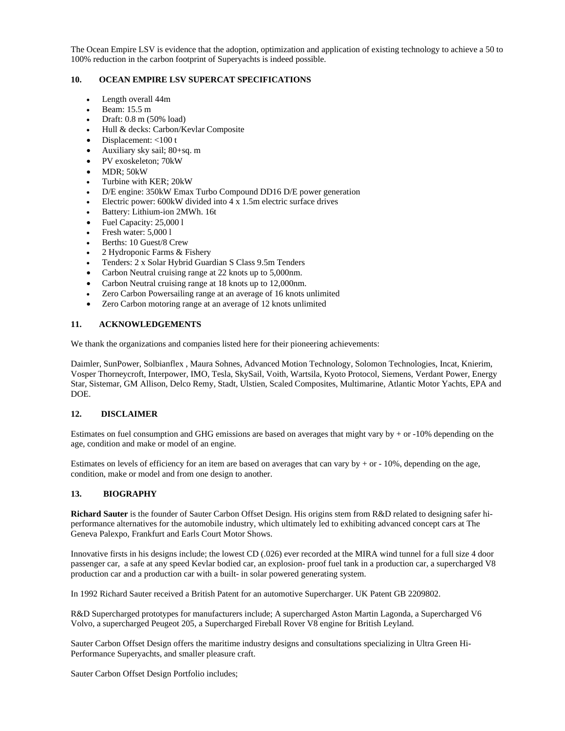The Ocean Empire LSV is evidence that the adoption, optimization and application of existing technology to achieve a 50 to 100% reduction in the carbon footprint of Superyachts is indeed possible.

## 10. OCEAN EMPIRE LSV SUPERCAT SPECIFICATIONS

- Length overall 44m
- Beam: 15.5 m
- Draft: 0.8 m (50% load)
- Hull & decks: Carbon/Kevlar Composite
- Displacement: <100 t
- Auxiliary sky sail; 80+sq. m
- PV exoskeleton; 70kW
- MDR; 50kW
- Turbine with KER; 20kW
- D/E engine: 350kW Emax Turbo Compound DD16 D/E power generation
- Electric power: 600kW divided into 4 x 1.5m electric surface drives
- Battery: Lithium-ion 2MWh. 16t
- Fuel Capacity: 25,000 l
- Fresh water: 5,000 l
- Berths: 10 Guest/8 Crew
- 2 Hydroponic Farms & Fishery
- Tenders: 2 x Solar Hybrid Guardian S Class 9.5m Tenders
- Carbon Neutral cruising range at 22 knots up to 5,000nm.
- Carbon Neutral cruising range at 18 knots up to 12,000nm.
- Zero Carbon Powersailing range at an average of 16 knots unlimited
- Zero Carbon motoring range at an average of 12 knots unlimited

## 11. ACKNOWLEDGEMENTS

We thank the organizations and companies listed here for their pioneering achievements:

Daimler, SunPower, Solbianflex , Maura Sohnes, Advanced Motion Technology, Solomon Technologies, Incat, Knierim, Vosper Thorneycroft, Interpower, IMO, Tesla, SkySail, Voith, Wartsila, Kyoto Protocol, Siemens, Verdant Power, Energy Star, Sistemar, GM Allison, Delco Remy, Stadt, Ulstien, Scaled Composites, Multimarine, Atlantic Motor Yachts, EPA and DOE.

## 12. DISCLAIMER

Estimates on fuel consumption and GHG emissions are based on averages that might vary by + or -10% depending on the age, condition and make or model of an engine.

Estimates on levels of efficiency for an item are based on averages that can vary by + or - 10%, depending on the age, condition, make or model and from one design to another.

## 13. BIOGRAPHY

**Richard Sauter** is the founder of Sauter Carbon Offset Design. His origins stem from R&D related to designing safer hi-performance alternatives for the automobile industry, which ultimately led to exhibiting advanced concept cars at The Geneva Palexpo, Frankfurt and Earls Court Motor Shows.

Innovative firsts in his designs include; the lowest CD (.026) ever recorded at the MIRA wind tunnel for a full size 4 door passenger car, a safe at any speed Kevlar bodied car, an explosion- proof fuel tank in a production car, a supercharged V8 production car and a production car with a built- in solar powered generating system.

In 1992 Richard Sauter received a British Patent for an automotive Supercharger. UK Patent GB 2209802.

R&D Supercharged prototypes for manufacturers include; A supercharged Aston Martin Lagonda, a Supercharged V6 Volvo, a supercharged Peugeot 205, a Supercharged Fireball Rover V8 engine for British Leyland.

Sauter Carbon Offset Design offers the maritime industry designs and consultations specializing in Ultra Green Hi-Performance Superyachts, and smaller pleasure craft.

Sauter Carbon Offset Design Portfolio includes;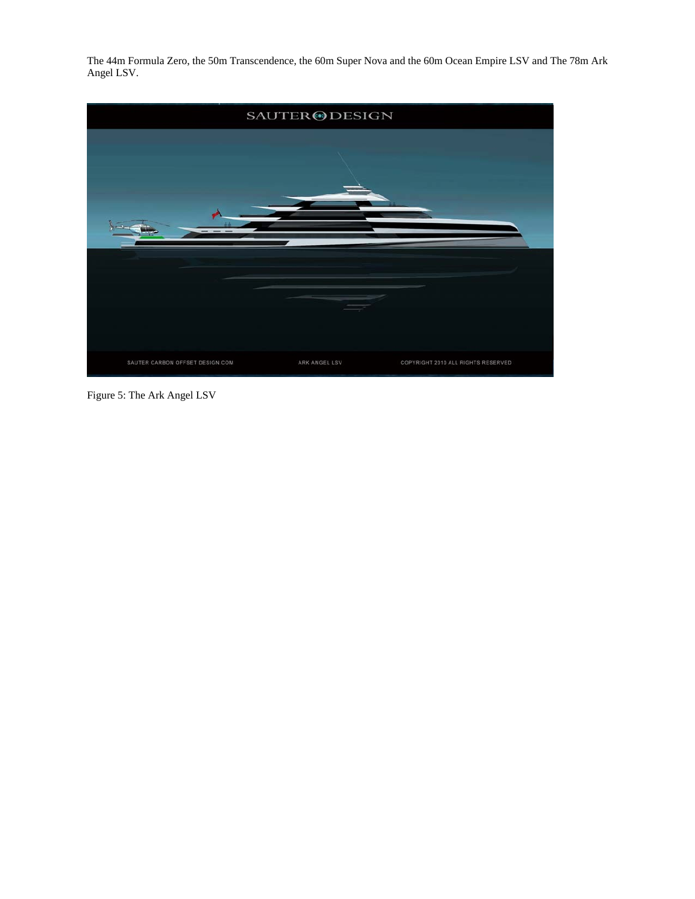The 44m Formula Zero, the 50m Transcendence, the 60m Super Nova and the 60m Ocean Empire LSV and The 78m Ark Angel LSV.

Figure 5: The Ark Angel LSV